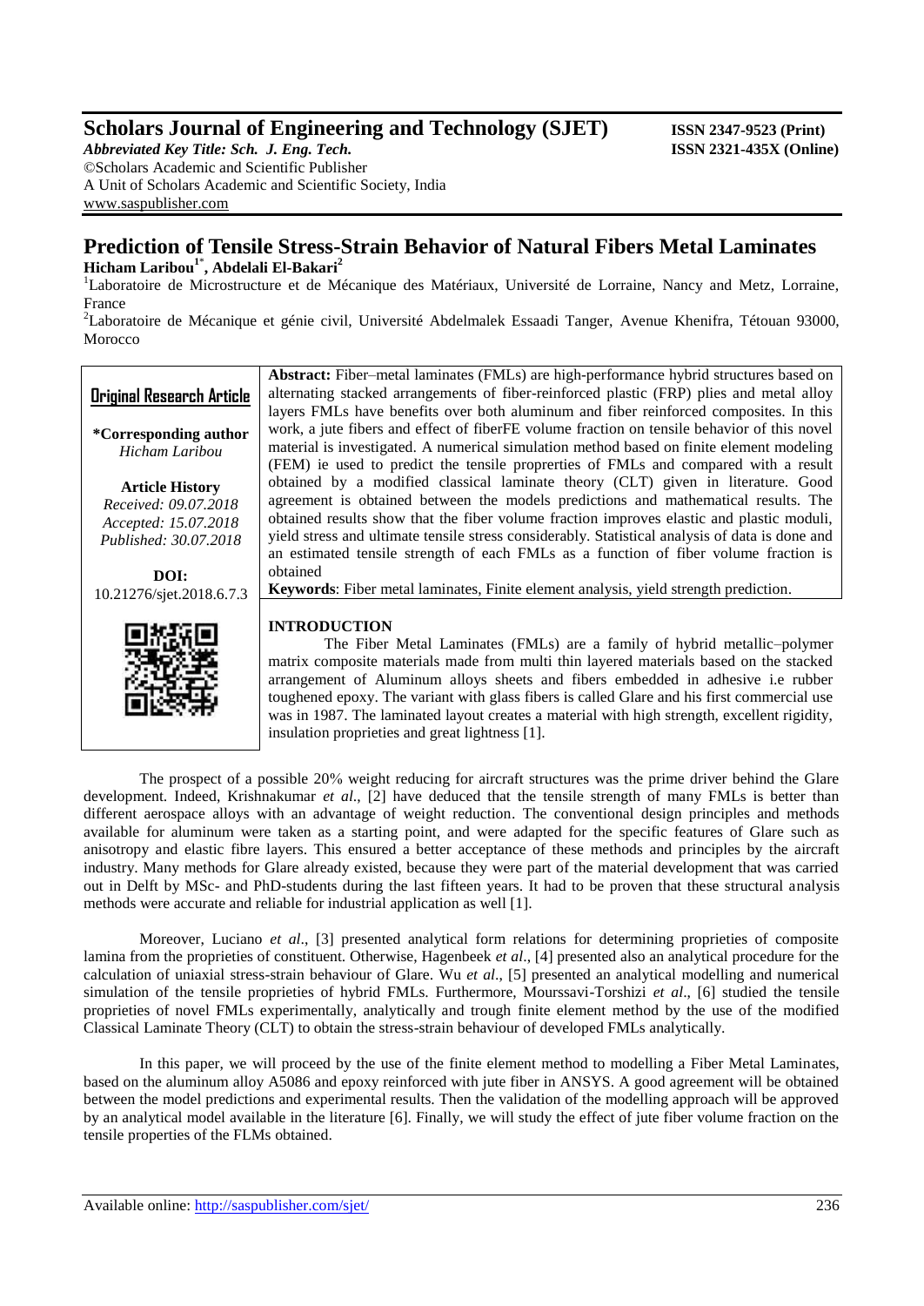# Scholars Journal of Engineering and Technology (SJET)

*Abbreviated Key Title: Sch. J. Eng. Tech.*

©Scholars Academic and Scientific Publisher
A Unit of Scholars Academic and Scientific Society, India
www.saspublisher.com

ISSN 2347-9523 (Print)
ISSN 2321-435X (Online)

# Prediction of Tensile Stress-Strain Behavior of Natural Fibers Metal Laminates

**Hicham Laribou[1*], Abdelali El-Bakari[2]**

[1]Laboratoire de Microstructure et de Mécanique des Matériaux, Université de Lorraine, Nancy and Metz, Lorraine, France

[2]Laboratoire de Mécanique et génie civil, Université Abdelmalek Essaadi Tanger, Avenue Khenifra, Tétouan 93000, Morocco

**Original Research Article**

**\*Corresponding author**
*Hicham Laribou*

**Article History**
*Received: 09.07.2018*
*Accepted: 15.07.2018*
*Published: 30.07.2018*

**DOI:**
10.21276/sjet.2018.6.7.3

**Abstract:** Fiber–metal laminates (FMLs) are high-performance hybrid structures based on alternating stacked arrangements of fiber-reinforced plastic (FRP) plies and metal alloy layers FMLs have benefits over both aluminum and fiber reinforced composites. In this work, a jute fibers and effect of fiberFE volume fraction on tensile behavior of this novel material is investigated. A numerical simulation method based on finite element modeling (FEM) ie used to predict the tensile proprerties of FMLs and compared with a result obtained by a modified classical laminate theory (CLT) given in literature. Good agreement is obtained between the models predictions and mathematical results. The obtained results show that the fiber volume fraction improves elastic and plastic moduli, yield stress and ultimate tensile stress considerably. Statistical analysis of data is done and an estimated tensile strength of each FMLs as a function of fiber volume fraction is obtained

**Keywords**: Fiber metal laminates, Finite element analysis, yield strength prediction.

## INTRODUCTION

The Fiber Metal Laminates (FMLs) are a family of hybrid metallic–polymer matrix composite materials made from multi thin layered materials based on the stacked arrangement of Aluminum alloys sheets and fibers embedded in adhesive i.e rubber toughened epoxy. The variant with glass fibers is called Glare and his first commercial use was in 1987. The laminated layout creates a material with high strength, excellent rigidity, insulation proprieties and great lightness [1].

The prospect of a possible 20% weight reducing for aircraft structures was the prime driver behind the Glare development. Indeed, Krishnakumar *et al*., [2] have deduced that the tensile strength of many FMLs is better than different aerospace alloys with an advantage of weight reduction. The conventional design principles and methods available for aluminum were taken as a starting point, and were adapted for the specific features of Glare such as anisotropy and elastic fibre layers. This ensured a better acceptance of these methods and principles by the aircraft industry. Many methods for Glare already existed, because they were part of the material development that was carried out in Delft by MSc- and PhD-students during the last fifteen years. It had to be proven that these structural analysis methods were accurate and reliable for industrial application as well [1].

Moreover, Luciano *et al*., [3] presented analytical form relations for determining proprieties of composite lamina from the proprieties of constituent. Otherwise, Hagenbeek *et al*., [4] presented also an analytical procedure for the calculation of uniaxial stress-strain behaviour of Glare. Wu *et al*., [5] presented an analytical modelling and numerical simulation of the tensile proprieties of hybrid FMLs. Furthermore, Mourssavi-Torshizi *et al*., [6] studied the tensile proprieties of novel FMLs experimentally, analytically and trough finite element method by the use of the modified Classical Laminate Theory (CLT) to obtain the stress-strain behaviour of developed FMLs analytically.

In this paper, we will proceed by the use of the finite element method to modelling a Fiber Metal Laminates, based on the aluminum alloy A5086 and epoxy reinforced with jute fiber in ANSYS. A good agreement will be obtained between the model predictions and experimental results. Then the validation of the modelling approach will be approved by an analytical model available in the literature [6]. Finally, we will study the effect of jute fiber volume fraction on the tensile properties of the FLMs obtained.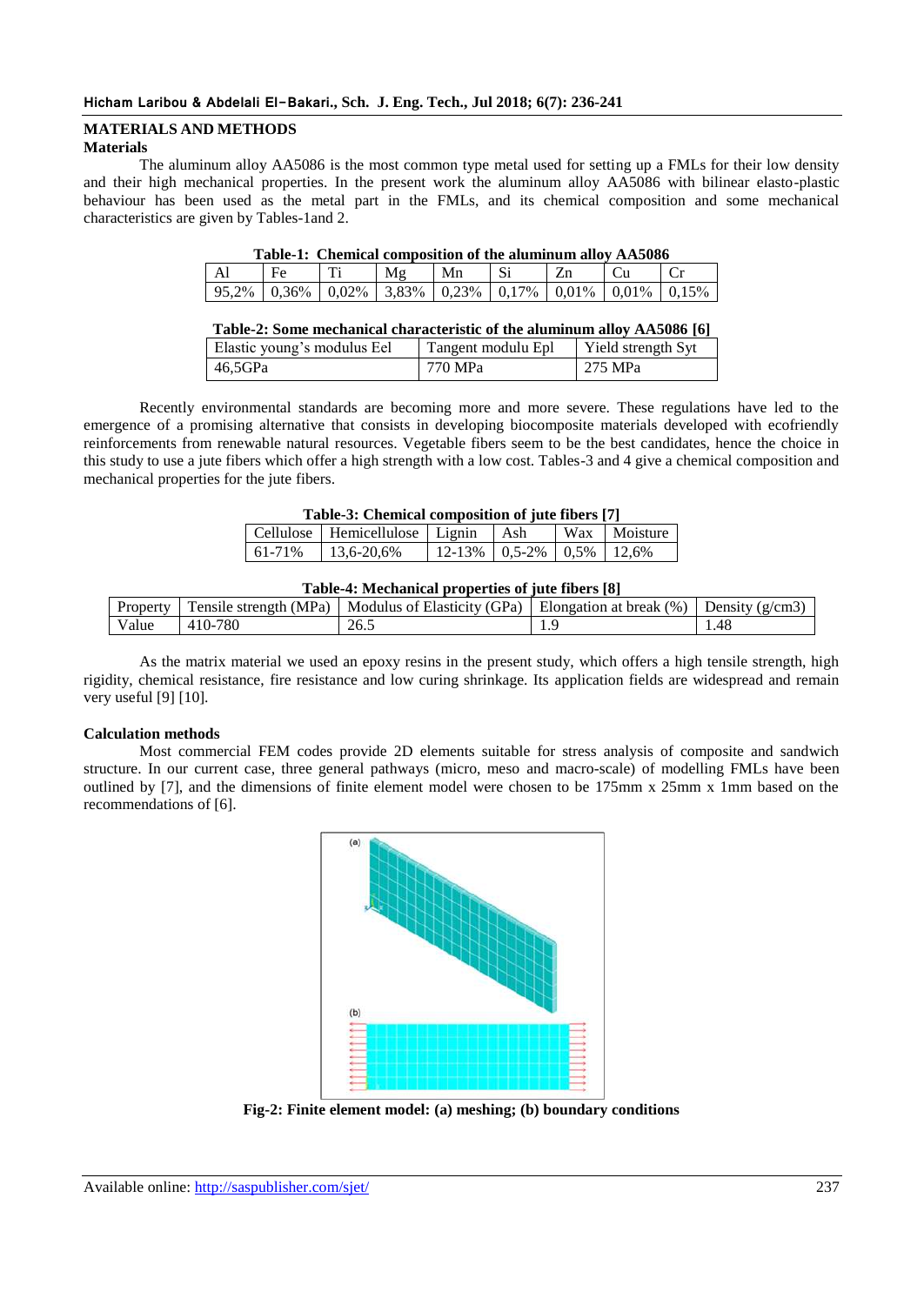## MATERIALS AND METHODS

### Materials

The aluminum alloy AA5086 is the most common type metal used for setting up a FMLs for their low density and their high mechanical properties. In the present work the aluminum alloy AA5086 with bilinear elasto-plastic behaviour has been used as the metal part in the FMLs, and its chemical composition and some mechanical characteristics are given by Tables-1and 2.

**Table-1: Chemical composition of the aluminum alloy AA5086**

| Al | Fe | Ti | Mg | Mn | Si | Zn | Cu | Cr |
|---|---|---|---|---|---|---|---|---|
| 95,2% | 0,36% | 0,02% | 3,83% | 0,23% | 0,17% | 0,01% | 0,01% | 0,15% |

**Table-2: Some mechanical characteristic of the aluminum alloy AA5086 [6]**

| Elastic young's modulus Eel | Tangent modulu Epl | Yield strength Syt |
|---|---|---|
| 46,5GPa | 770 MPa | 275 MPa |

Recently environmental standards are becoming more and more severe. These regulations have led to the emergence of a promising alternative that consists in developing biocomposite materials developed with ecofriendly reinforcements from renewable natural resources. Vegetable fibers seem to be the best candidates, hence the choice in this study to use a jute fibers which offer a high strength with a low cost. Tables-3 and 4 give a chemical composition and mechanical properties for the jute fibers.

**Table-3: Chemical composition of jute fibers [7]**

| Cellulose | Hemicellulose | Lignin | Ash | Wax | Moisture |
|---|---|---|---|---|---|
| 61-71% | 13,6-20,6% | 12-13% | 0,5-2% | 0,5% | 12,6% |

**Table-4: Mechanical properties of jute fibers [8]**

| Property | Tensile strength (MPa) | Modulus of Elasticity (GPa) | Elongation at break (%) | Density (g/cm3) |
|---|---|---|---|---|
| Value | 410-780 | 26.5 | 1.9 | 1.48 |

As the matrix material we used an epoxy resins in the present study, which offers a high tensile strength, high rigidity, chemical resistance, fire resistance and low curing shrinkage. Its application fields are widespread and remain very useful [9] [10].

### Calculation methods

Most commercial FEM codes provide 2D elements suitable for stress analysis of composite and sandwich structure. In our current case, three general pathways (micro, meso and macro-scale) of modelling FMLs have been outlined by [7], and the dimensions of finite element model were chosen to be 175mm x 25mm x 1mm based on the recommendations of [6].

**Fig-2: Finite element model: (a) meshing; (b) boundary conditions**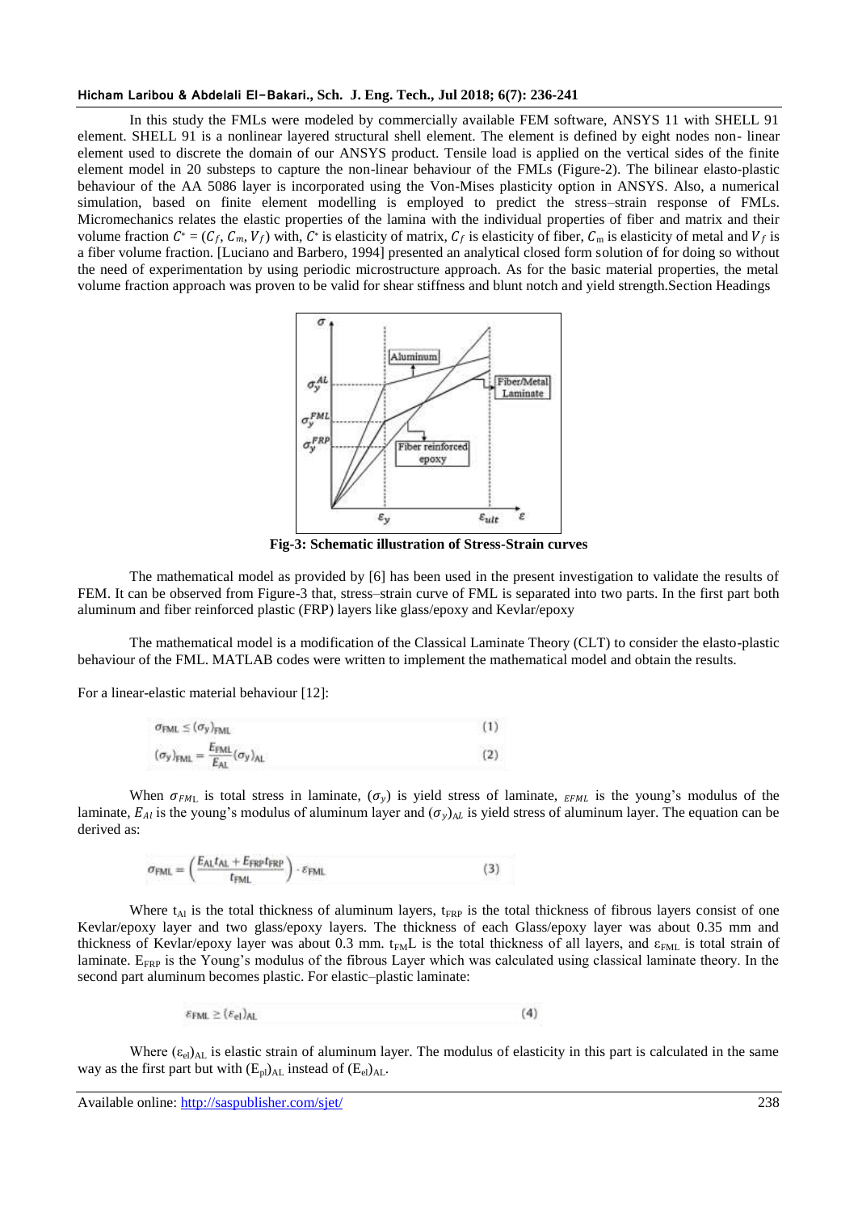In this study the FMLs were modeled by commercially available FEM software, ANSYS 11 with SHELL 91 element. SHELL 91 is a nonlinear layered structural shell element. The element is defined by eight nodes non- linear element used to discrete the domain of our ANSYS product. Tensile load is applied on the vertical sides of the finite element model in 20 substeps to capture the non-linear behaviour of the FMLs (Figure-2). The bilinear elasto-plastic behaviour of the AA 5086 layer is incorporated using the Von-Mises plasticity option in ANSYS. Also, a numerical simulation, based on finite element modelling is employed to predict the stress–strain response of FMLs. Micromechanics relates the elastic properties of the lamina with the individual properties of fiber and matrix and their volume fraction $C^* = (C_f, C_m, V_f)$ with, $C^*$ is elasticity of matrix, $C_f$ is elasticity of fiber, $C_m$ is elasticity of metal and $V_f$ is a fiber volume fraction. [Luciano and Barbero, 1994] presented an analytical closed form solution of for doing so without the need of experimentation by using periodic microstructure approach. As for the basic material properties, the metal volume fraction approach was proven to be valid for shear stiffness and blunt notch and yield strength.Section Headings

**Fig-3: Schematic illustration of Stress-Strain curves**

The mathematical model as provided by [6] has been used in the present investigation to validate the results of FEM. It can be observed from Figure-3 that, stress–strain curve of FML is separated into two parts. In the first part both aluminum and fiber reinforced plastic (FRP) layers like glass/epoxy and Kevlar/epoxy

The mathematical model is a modification of the Classical Laminate Theory (CLT) to consider the elasto-plastic behaviour of the FML. MATLAB codes were written to implement the mathematical model and obtain the results.

For a linear-elastic material behaviour [12]:

$$\sigma_{FML} \leq (\sigma_y)_{FML} \tag{1}$$

$$(\sigma_y)_{FML} = \frac{E_{FML}}{E_{AL}}(\sigma_y)_{AL} \tag{2}$$

When $\sigma_{FML}$ is total stress in laminate, $(\sigma_y)$ is yield stress of laminate, $_{EFML}$ is the young's modulus of the laminate, $E_{Al}$ is the young's modulus of aluminum layer and $(\sigma_y)_{AL}$ is yield stress of aluminum layer. The equation can be derived as:

$$\sigma_{FML} = \left(\frac{E_{AL}t_{AL} + E_{FRP}t_{FRP}}{t_{FML}}\right) \cdot \varepsilon_{FML} \tag{3}$$

Where $t_{Al}$ is the total thickness of aluminum layers, $t_{FRP}$ is the total thickness of fibrous layers consist of one Kevlar/epoxy layer and two glass/epoxy layers. The thickness of each Glass/epoxy layer was about 0.35 mm and thickness of Kevlar/epoxy layer was about 0.3 mm. $t_{FM}$L is the total thickness of all layers, and $\varepsilon_{FML}$ is total strain of laminate. $E_{FRP}$ is the Young's modulus of the fibrous Layer which was calculated using classical laminate theory. In the second part aluminum becomes plastic. For elastic–plastic laminate:

$$\varepsilon_{FML} \geq (\varepsilon_{el})_{AL} \tag{4}$$

Where $(\varepsilon_{el})_{AL}$ is elastic strain of aluminum layer. The modulus of elasticity in this part is calculated in the same way as the first part but with $(E_{pl})_{AL}$ instead of $(E_{el})_{AL}$.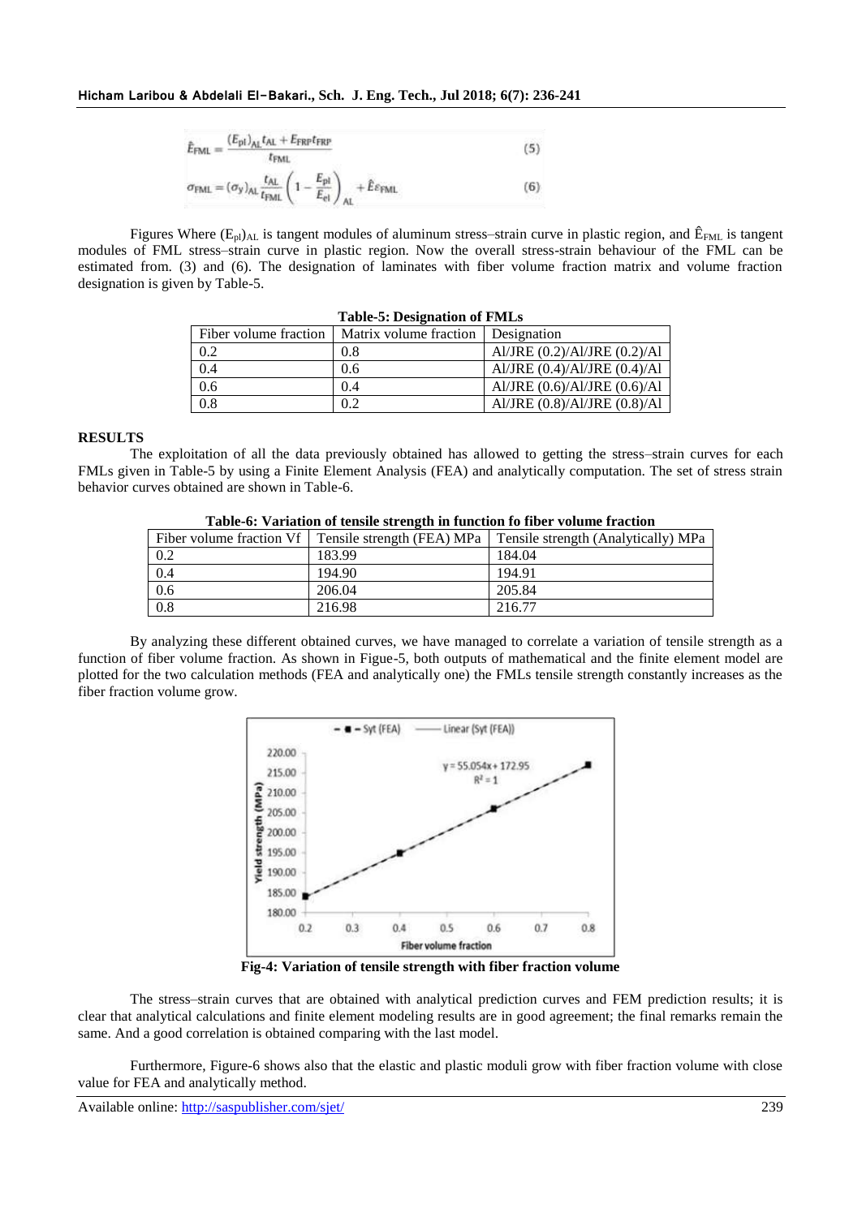$$\hat{E}_{FML} = \frac{(E_{pl})_{AL} t_{AL} + E_{FRP} t_{FRP}}{t_{FML}} \tag{5}$$

$$\sigma_{FML} = (\sigma_y)_{AL} \frac{t_{AL}}{t_{FML}} \left(1 - \frac{E_{pl}}{E_{el}}\right)_{AL} + \hat{E}\varepsilon_{FML} \tag{6}$$

Figures Where $(E_{pl})_{AL}$ is tangent modules of aluminum stress–strain curve in plastic region, and $\hat{E}_{FML}$ is tangent modules of FML stress–strain curve in plastic region. Now the overall stress-strain behaviour of the FML can be estimated from. (3) and (6). The designation of laminates with fiber volume fraction matrix and volume fraction designation is given by Table-5.

**Table-5: Designation of FMLs**

| Fiber volume fraction | Matrix volume fraction | Designation |
|---|---|---|
| 0.2 | 0.8 | Al/JRE (0.2)/Al/JRE (0.2)/Al |
| 0.4 | 0.6 | Al/JRE (0.4)/Al/JRE (0.4)/Al |
| 0.6 | 0.4 | Al/JRE (0.6)/Al/JRE (0.6)/Al |
| 0.8 | 0.2 | Al/JRE (0.8)/Al/JRE (0.8)/Al |

## RESULTS

The exploitation of all the data previously obtained has allowed to getting the stress–strain curves for each FMLs given in Table-5 by using a Finite Element Analysis (FEA) and analytically computation. The set of stress strain behavior curves obtained are shown in Table-6.

**Table-6: Variation of tensile strength in function fo fiber volume fraction**

| Fiber volume fraction Vf | Tensile strength (FEA) MPa | Tensile strength (Analytically) MPa |
|---|---|---|
| 0.2 | 183.99 | 184.04 |
| 0.4 | 194.90 | 194.91 |
| 0.6 | 206.04 | 205.84 |
| 0.8 | 216.98 | 216.77 |

By analyzing these different obtained curves, we have managed to correlate a variation of tensile strength as a function of fiber volume fraction. As shown in Figue-5, both outputs of mathematical and the finite element model are plotted for the two calculation methods (FEA and analytically one) the FMLs tensile strength constantly increases as the fiber fraction volume grow.

**Fig-4: Variation of tensile strength with fiber fraction volume**

The stress–strain curves that are obtained with analytical prediction curves and FEM prediction results; it is clear that analytical calculations and finite element modeling results are in good agreement; the final remarks remain the same. And a good correlation is obtained comparing with the last model.

Furthermore, Figure-6 shows also that the elastic and plastic moduli grow with fiber fraction volume with close value for FEA and analytically method.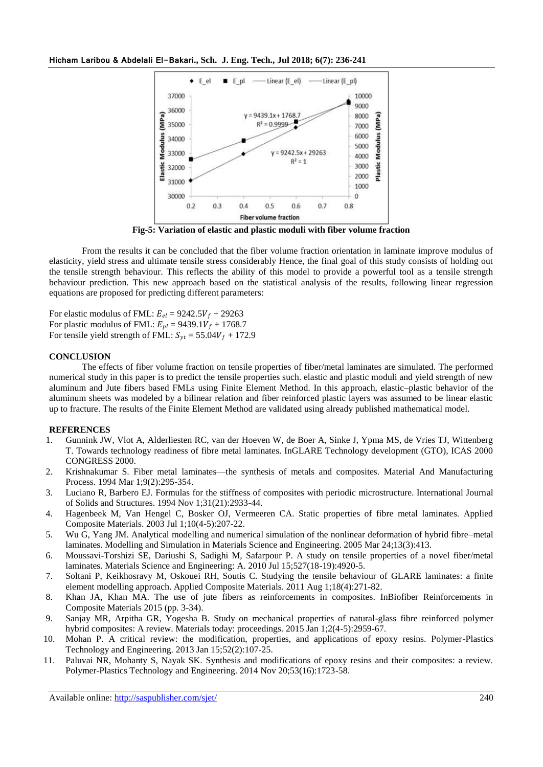Fig-5: Variation of elastic and plastic moduli with fiber volume fraction

From the results it can be concluded that the fiber volume fraction orientation in laminate improve modulus of elasticity, yield stress and ultimate tensile stress considerably Hence, the final goal of this study consists of holding out the tensile strength behaviour. This reflects the ability of this model to provide a powerful tool as a tensile strength behaviour prediction. This new approach based on the statistical analysis of the results, following linear regression equations are proposed for predicting different parameters:

For elastic modulus of FML: $E_{el} = 9242.5V_f + 29263$

For plastic modulus of FML: $E_{pl} = 9439.1V_f + 1768.7$

For tensile yield strength of FML: $S_{yt} = 55.04V_f + 172.9$

## CONCLUSION

The effects of fiber volume fraction on tensile properties of fiber/metal laminates are simulated. The performed numerical study in this paper is to predict the tensile properties such. elastic and plastic moduli and yield strength of new aluminum and Jute fibers based FMLs using Finite Element Method. In this approach, elastic–plastic behavior of the aluminum sheets was modeled by a bilinear relation and fiber reinforced plastic layers was assumed to be linear elastic up to fracture. The results of the Finite Element Method are validated using already published mathematical model.

## REFERENCES

1. Gunnink JW, Vlot A, Alderliesten RC, van der Hoeven W, de Boer A, Sinke J, Ypma MS, de Vries TJ, Wittenberg T. Towards technology readiness of fibre metal laminates. InGLARE Technology development (GTO), ICAS 2000 CONGRESS 2000.
2. Krishnakumar S. Fiber metal laminates—the synthesis of metals and composites. Material And Manufacturing Process. 1994 Mar 1;9(2):295-354.
3. Luciano R, Barbero EJ. Formulas for the stiffness of composites with periodic microstructure. International Journal of Solids and Structures. 1994 Nov 1;31(21):2933-44.
4. Hagenbeek M, Van Hengel C, Bosker OJ, Vermeeren CA. Static properties of fibre metal laminates. Applied Composite Materials. 2003 Jul 1;10(4-5):207-22.
5. Wu G, Yang JM. Analytical modelling and numerical simulation of the nonlinear deformation of hybrid fibre–metal laminates. Modelling and Simulation in Materials Science and Engineering. 2005 Mar 24;13(3):413.
6. Moussavi-Torshizi SE, Dariushi S, Sadighi M, Safarpour P. A study on tensile properties of a novel fiber/metal laminates. Materials Science and Engineering: A. 2010 Jul 15;527(18-19):4920-5.
7. Soltani P, Keikhosravy M, Oskouei RH, Soutis C. Studying the tensile behaviour of GLARE laminates: a finite element modelling approach. Applied Composite Materials. 2011 Aug 1;18(4):271-82.
8. Khan JA, Khan MA. The use of jute fibers as reinforcements in composites. InBiofiber Reinforcements in Composite Materials 2015 (pp. 3-34).
9. Sanjay MR, Arpitha GR, Yogesha B. Study on mechanical properties of natural-glass fibre reinforced polymer hybrid composites: A review. Materials today: proceedings. 2015 Jan 1;2(4-5):2959-67.
10. Mohan P. A critical review: the modification, properties, and applications of epoxy resins. Polymer-Plastics Technology and Engineering. 2013 Jan 15;52(2):107-25.
11. Paluvai NR, Mohanty S, Nayak SK. Synthesis and modifications of epoxy resins and their composites: a review. Polymer-Plastics Technology and Engineering. 2014 Nov 20;53(16):1723-58.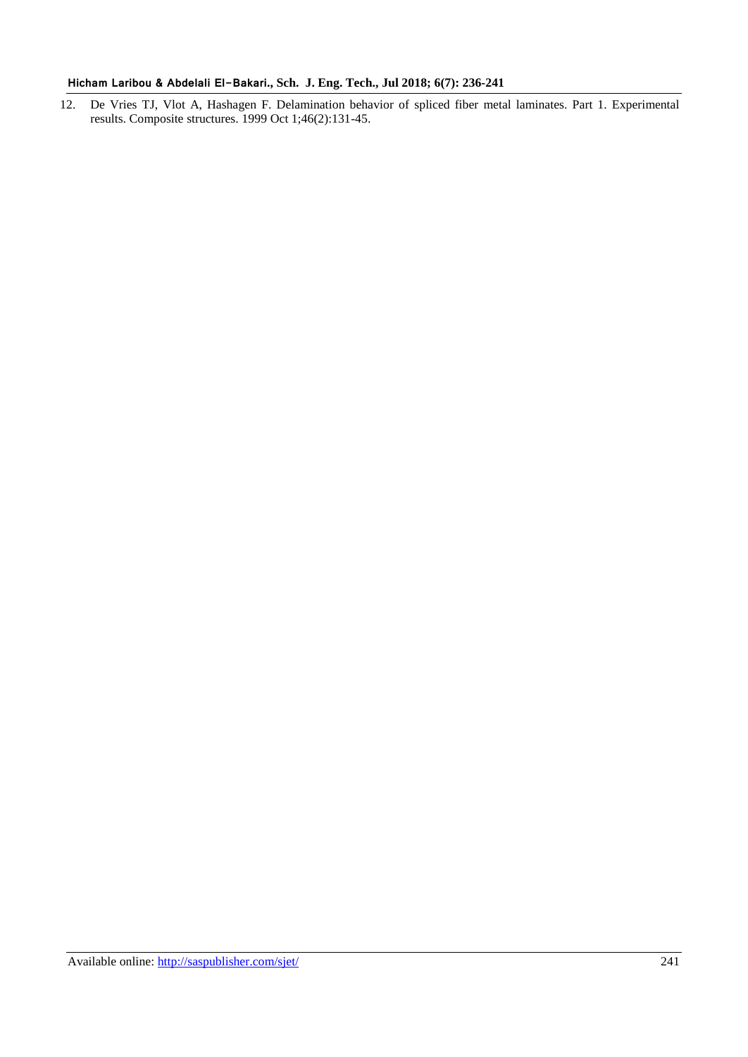12. De Vries TJ, Vlot A, Hashagen F. Delamination behavior of spliced fiber metal laminates. Part 1. Experimental results. Composite structures. 1999 Oct 1;46(2):131-45.